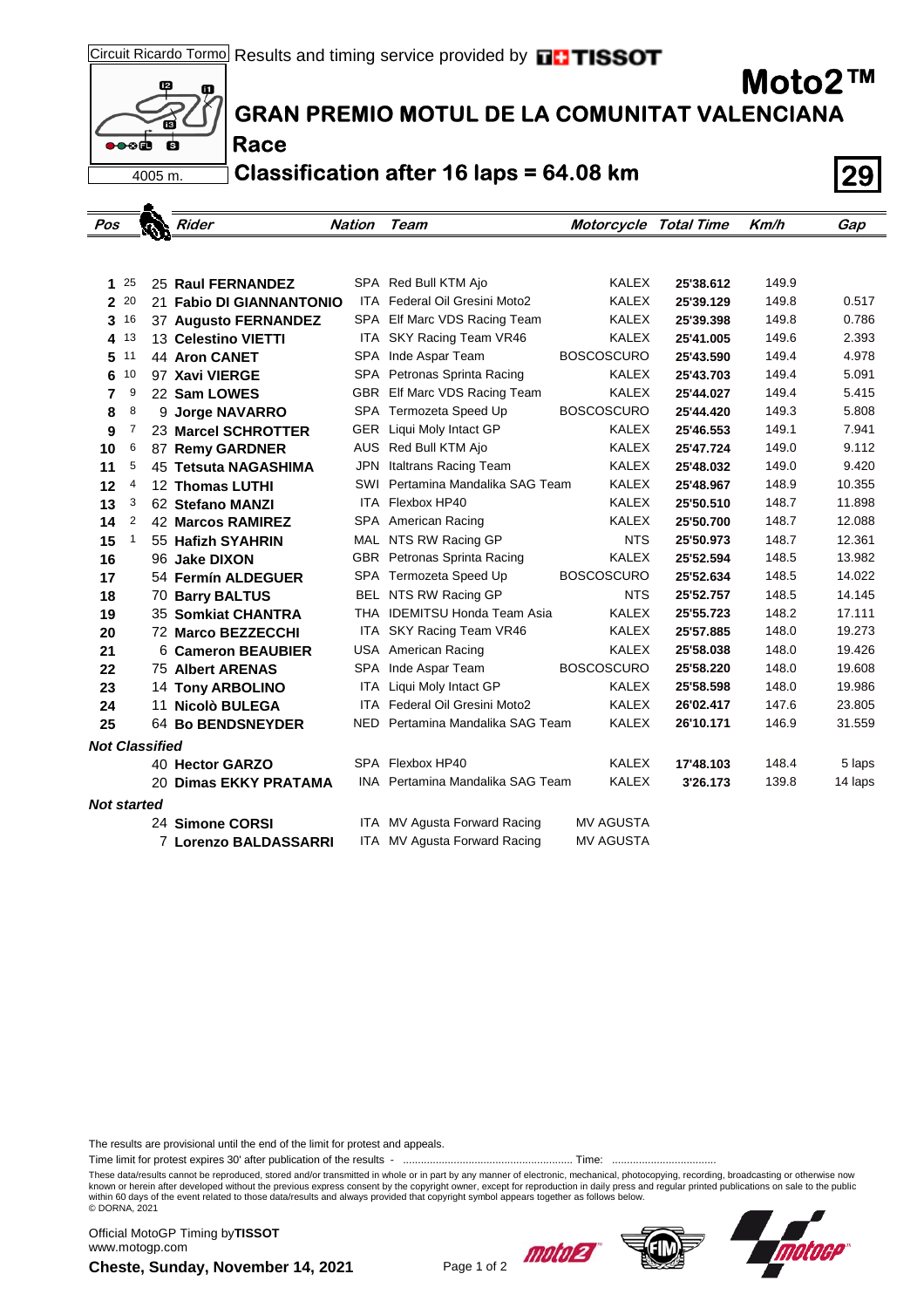Circuit Ricardo Tormo Results and timing service provided by TISSOT

4005 m.

# Moto2™

## GRAN PREMIO MOTUL DE LA COMUNITAT VALENCIANA

### Race

### Classification after 16 laps = 64.08 km

**29**

| Pos | Points | Rider | Nation | Team | Motorcycle | Total Time | Km/h | Gap |
|---|---|---|---|---|---|---|---|---|
| 1 | 25 | 25 **Raul FERNANDEZ** | SPA | Red Bull KTM Ajo | KALEX | 25'38.612 | 149.9 | |
| 2 | 20 | 21 **Fabio DI GIANNANTONIO** | ITA | Federal Oil Gresini Moto2 | KALEX | 25'39.129 | 149.8 | 0.517 |
| 3 | 16 | 37 **Augusto FERNANDEZ** | SPA | Elf Marc VDS Racing Team | KALEX | 25'39.398 | 149.8 | 0.786 |
| 4 | 13 | 13 **Celestino VIETTI** | ITA | SKY Racing Team VR46 | KALEX | 25'41.005 | 149.6 | 2.393 |
| 5 | 11 | 44 **Aron CANET** | SPA | Inde Aspar Team | BOSCOSCURO | 25'43.590 | 149.4 | 4.978 |
| 6 | 10 | 97 **Xavi VIERGE** | SPA | Petronas Sprinta Racing | KALEX | 25'43.703 | 149.4 | 5.091 |
| 7 | 9 | 22 **Sam LOWES** | GBR | Elf Marc VDS Racing Team | KALEX | 25'44.027 | 149.4 | 5.415 |
| 8 | 8 | 9 **Jorge NAVARRO** | SPA | Termozeta Speed Up | BOSCOSCURO | 25'44.420 | 149.3 | 5.808 |
| 9 | 7 | 23 **Marcel SCHROTTER** | GER | Liqui Moly Intact GP | KALEX | 25'46.553 | 149.1 | 7.941 |
| 10 | 6 | 87 **Remy GARDNER** | AUS | Red Bull KTM Ajo | KALEX | 25'47.724 | 149.0 | 9.112 |
| 11 | 5 | 45 **Tetsuta NAGASHIMA** | JPN | Italtrans Racing Team | KALEX | 25'48.032 | 149.0 | 9.420 |
| 12 | 4 | 12 **Thomas LUTHI** | SWI | Pertamina Mandalika SAG Team | KALEX | 25'48.967 | 148.9 | 10.355 |
| 13 | 3 | 62 **Stefano MANZI** | ITA | Flexbox HP40 | KALEX | 25'50.510 | 148.7 | 11.898 |
| 14 | 2 | 42 **Marcos RAMIREZ** | SPA | American Racing | KALEX | 25'50.700 | 148.7 | 12.088 |
| 15 | 1 | 55 **Hafizh SYAHRIN** | MAL | NTS RW Racing GP | NTS | 25'50.973 | 148.7 | 12.361 |
| 16 | | 96 **Jake DIXON** | GBR | Petronas Sprinta Racing | KALEX | 25'52.594 | 148.5 | 13.982 |
| 17 | | 54 **Fermín ALDEGUER** | SPA | Termozeta Speed Up | BOSCOSCURO | 25'52.634 | 148.5 | 14.022 |
| 18 | | 70 **Barry BALTUS** | BEL | NTS RW Racing GP | NTS | 25'52.757 | 148.5 | 14.145 |
| 19 | | 35 **Somkiat CHANTRA** | THA | IDEMITSU Honda Team Asia | KALEX | 25'55.723 | 148.2 | 17.111 |
| 20 | | 72 **Marco BEZZECCHI** | ITA | SKY Racing Team VR46 | KALEX | 25'57.885 | 148.0 | 19.273 |
| 21 | | 6 **Cameron BEAUBIER** | USA | American Racing | KALEX | 25'58.038 | 148.0 | 19.426 |
| 22 | | 75 **Albert ARENAS** | SPA | Inde Aspar Team | BOSCOSCURO | 25'58.220 | 148.0 | 19.608 |
| 23 | | 14 **Tony ARBOLINO** | ITA | Liqui Moly Intact GP | KALEX | 25'58.598 | 148.0 | 19.986 |
| 24 | | 11 **Nicolò BULEGA** | ITA | Federal Oil Gresini Moto2 | KALEX | 26'02.417 | 147.6 | 23.805 |
| 25 | | 64 **Bo BENDSNEYDER** | NED | Pertamina Mandalika SAG Team | KALEX | 26'10.171 | 146.9 | 31.559 |
| ***Not Classified*** | | | | | | | | |
| | | 40 **Hector GARZO** | SPA | Flexbox HP40 | KALEX | 17'48.103 | 148.4 | 5 laps |
| | | 20 **Dimas EKKY PRATAMA** | INA | Pertamina Mandalika SAG Team | KALEX | 3'26.173 | 139.8 | 14 laps |
| ***Not started*** | | | | | | | | |
| | | 24 **Simone CORSI** | ITA | MV Agusta Forward Racing | MV AGUSTA | | | |
| | | 7 **Lorenzo BALDASSARRI** | ITA | MV Agusta Forward Racing | MV AGUSTA | | | |

The results are provisional until the end of the limit for protest and appeals.

Time limit for protest expires 30' after publication of the results - ........................................................ Time: ..................................

These data/results cannot be reproduced, stored and/or transmitted in whole or in part by any manner of electronic, mechanical, photocopying, recording, broadcasting or otherwise now known or herein after developed without the previous express consent by the copyright owner, except for reproduction in daily press and regular printed publications on sale to the public within 60 days of the event related to those data/results and always provided that copyright symbol appears together as follows below.
© DORNA, 2021

Official MotoGP Timing by **TISSOT**
www.motogp.com

**Cheste, Sunday, November 14, 2021**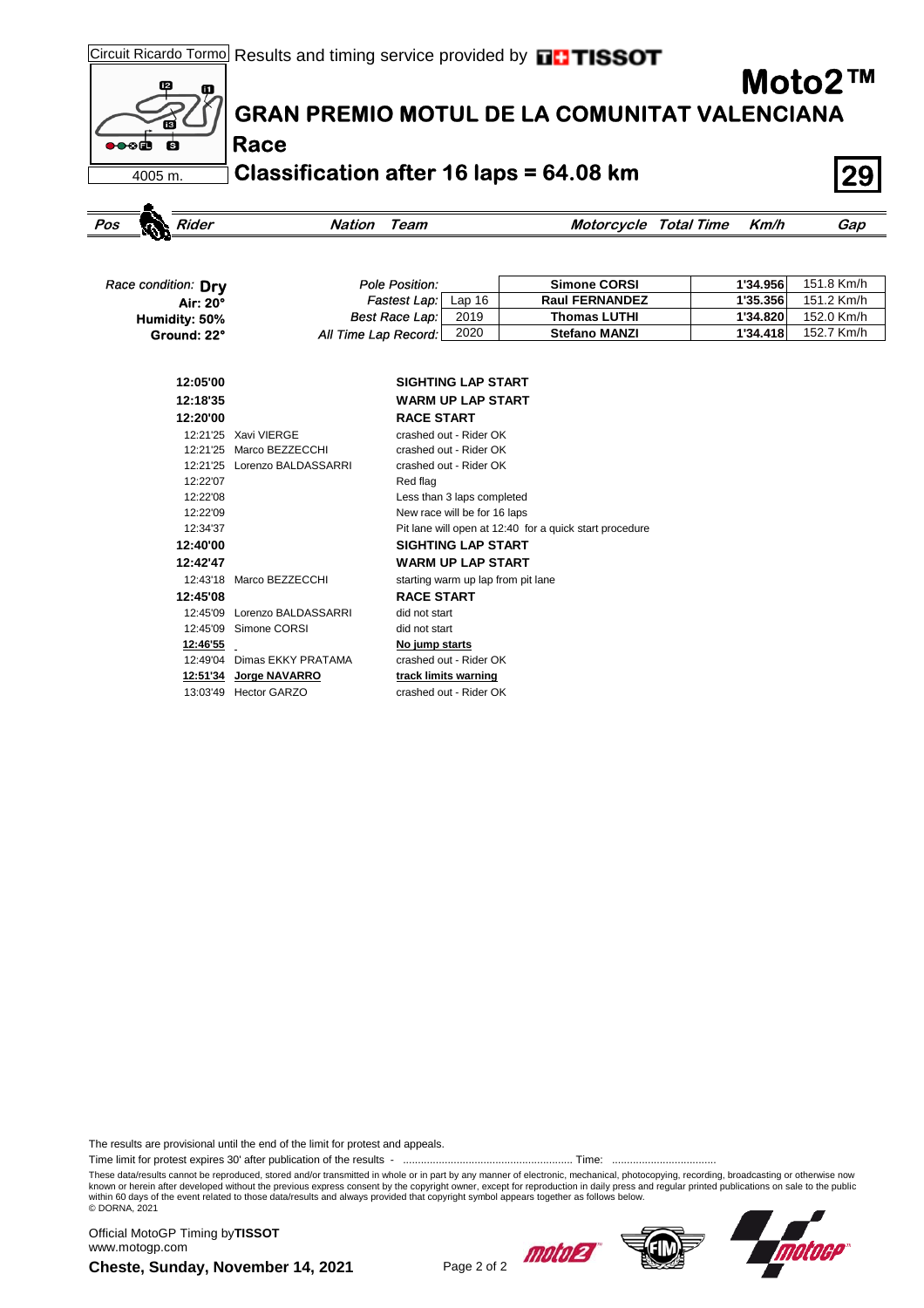Circuit Ricardo Tormo

4005 m.

Results and timing service provided by TISSOT

# Moto2™

## GRAN PREMIO MOTUL DE LA COMUNITAT VALENCIANA

### Race

### Classification after 16 laps = 64.08 km

**29**

| Pos | Rider | Nation | Team | Motorcycle | Total Time | Km/h | Gap |
|---|---|---|---|---|---|---|---|

Race condition: **Dry**
**Air: 20°**
**Humidity: 50%**
**Ground: 22°**

| | | | | |
|---|---|---|---|---|
| *Pole Position:* | | **Simone CORSI** | **1'34.956** | 151.8 Km/h |
| *Fastest Lap:* | Lap 16 | **Raul FERNANDEZ** | **1'35.356** | 151.2 Km/h |
| *Best Race Lap:* | 2019 | **Thomas LUTHI** | **1'34.820** | 152.0 Km/h |
| *All Time Lap Record:* | 2020 | **Stefano MANZI** | **1'34.418** | 152.7 Km/h |

| | | |
|---|---|---|
| **12:05'00** | | **SIGHTING LAP START** |
| **12:18'35** | | **WARM UP LAP START** |
| **12:20'00** | | **RACE START** |
| 12:21'25 | Xavi VIERGE | crashed out - Rider OK |
| 12:21'25 | Marco BEZZECCHI | crashed out - Rider OK |
| 12:21'25 | Lorenzo BALDASSARRI | crashed out - Rider OK |
| 12:22'07 | | Red flag |
| 12:22'08 | | Less than 3 laps completed |
| 12:22'09 | | New race will be for 16 laps |
| 12:34'37 | | Pit lane will open at 12:40 for a quick start procedure |
| **12:40'00** | | **SIGHTING LAP START** |
| **12:42'47** | | **WARM UP LAP START** |
| 12:43'18 | Marco BEZZECCHI | starting warm up lap from pit lane |
| **12:45'08** | | **RACE START** |
| 12:45'09 | Lorenzo BALDASSARRI | did not start |
| 12:45'09 | Simone CORSI | did not start |
| **12:46'55** | | **No jump starts** |
| 12:49'04 | Dimas EKKY PRATAMA | crashed out - Rider OK |
| **12:51'34** | **Jorge NAVARRO** | **track limits warning** |
| 13:03'49 | Hector GARZO | crashed out - Rider OK |

The results are provisional until the end of the limit for protest and appeals.

Time limit for protest expires 30' after publication of the results - ........................................................ Time: ..................................

These data/results cannot be reproduced, stored and/or transmitted in whole or in part by any manner of electronic, mechanical, photocopying, recording, broadcasting or otherwise now known or herein after developed without the previous express consent by the copyright owner, except for reproduction in daily press and regular printed publications on sale to the public within 60 days of the event related to those data/results and always provided that copyright symbol appears together as follows below.
© DORNA, 2021

Official MotoGP Timing by **TISSOT**
www.motogp.com

**Cheste, Sunday, November 14, 2021**